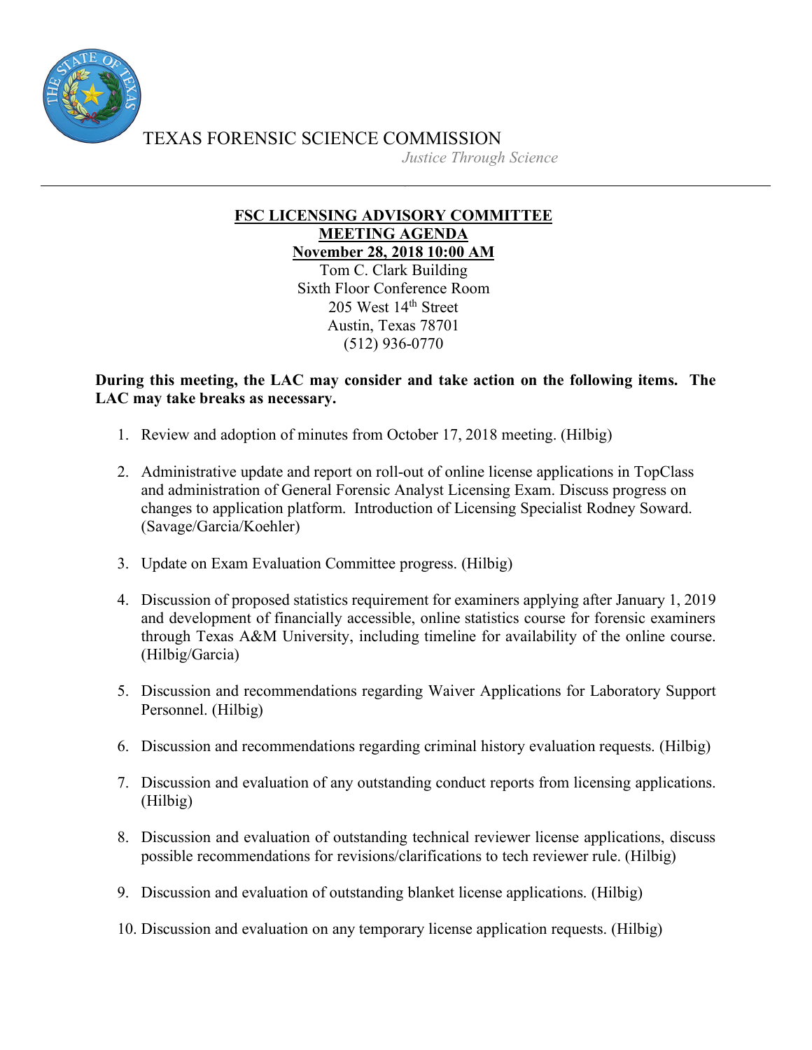TEXAS FORENSIC SCIENCE COMMISSION

*Justice Through Science*

---

**FSC LICENSING ADVISORY COMMITTEE**
**MEETING AGENDA**
**November 28, 2018 10:00 AM**

Tom C. Clark Building
Sixth Floor Conference Room
205 West 14th Street
Austin, Texas 78701
(512) 936-0770

**During this meeting, the LAC may consider and take action on the following items. The LAC may take breaks as necessary.**

1. Review and adoption of minutes from October 17, 2018 meeting. (Hilbig)

2. Administrative update and report on roll-out of online license applications in TopClass and administration of General Forensic Analyst Licensing Exam. Discuss progress on changes to application platform. Introduction of Licensing Specialist Rodney Soward. (Savage/Garcia/Koehler)

3. Update on Exam Evaluation Committee progress. (Hilbig)

4. Discussion of proposed statistics requirement for examiners applying after January 1, 2019 and development of financially accessible, online statistics course for forensic examiners through Texas A&M University, including timeline for availability of the online course. (Hilbig/Garcia)

5. Discussion and recommendations regarding Waiver Applications for Laboratory Support Personnel. (Hilbig)

6. Discussion and recommendations regarding criminal history evaluation requests. (Hilbig)

7. Discussion and evaluation of any outstanding conduct reports from licensing applications. (Hilbig)

8. Discussion and evaluation of outstanding technical reviewer license applications, discuss possible recommendations for revisions/clarifications to tech reviewer rule. (Hilbig)

9. Discussion and evaluation of outstanding blanket license applications. (Hilbig)

10. Discussion and evaluation on any temporary license application requests. (Hilbig)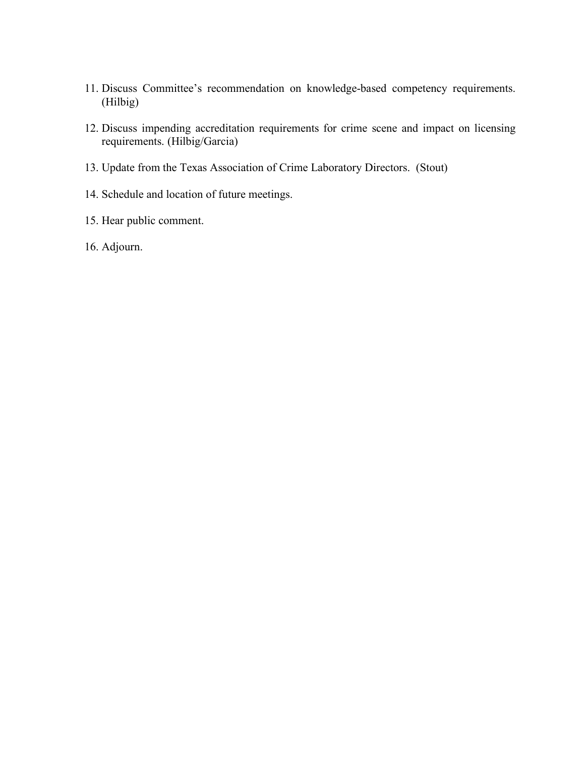11. Discuss Committee's recommendation on knowledge-based competency requirements. (Hilbig)

12. Discuss impending accreditation requirements for crime scene and impact on licensing requirements. (Hilbig/Garcia)

13. Update from the Texas Association of Crime Laboratory Directors. (Stout)

14. Schedule and location of future meetings.

15. Hear public comment.

16. Adjourn.